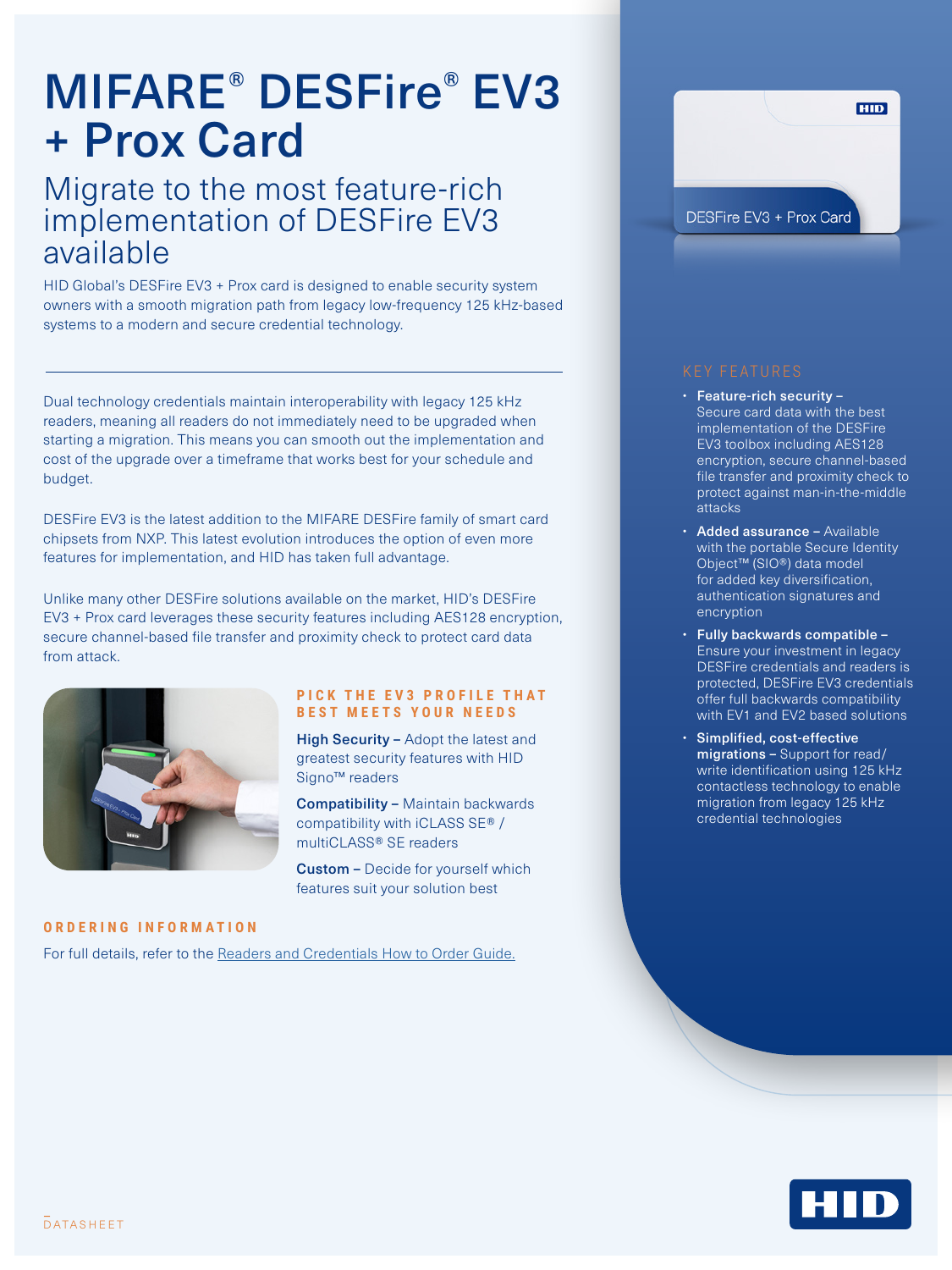# MIFARE® DESFire® EV3 + Prox Card

## Migrate to the most feature-rich implementation of DESFire EV3 available

HID Global's DESFire EV3 + Prox card is designed to enable security system owners with a smooth migration path from legacy low-frequency 125 kHz-based systems to a modern and secure credential technology.

---

Dual technology credentials maintain interoperability with legacy 125 kHz readers, meaning all readers do not immediately need to be upgraded when starting a migration. This means you can smooth out the implementation and cost of the upgrade over a timeframe that works best for your schedule and budget.

DESFire EV3 is the latest addition to the MIFARE DESFire family of smart card chipsets from NXP. This latest evolution introduces the option of even more features for implementation, and HID has taken full advantage.

Unlike many other DESFire solutions available on the market, HID's DESFire EV3 + Prox card leverages these security features including AES128 encryption, secure channel-based file transfer and proximity check to protect card data from attack.

### PICK THE EV3 PROFILE THAT BEST MEETS YOUR NEEDS

**High Security –** Adopt the latest and greatest security features with HID Signo™ readers

**Compatibility –** Maintain backwards compatibility with iCLASS SE® / multiCLASS® SE readers

**Custom –** Decide for yourself which features suit your solution best

### ORDERING INFORMATION

For full details, refer to the Readers and Credentials How to Order Guide.

### KEY FEATURES

- **Feature-rich security –** Secure card data with the best implementation of the DESFire EV3 toolbox including AES128 encryption, secure channel-based file transfer and proximity check to protect against man-in-the-middle attacks
- **Added assurance –** Available with the portable Secure Identity Object™ (SIO®) data model for added key diversification, authentication signatures and encryption
- **Fully backwards compatible –** Ensure your investment in legacy DESFire credentials and readers is protected, DESFire EV3 credentials offer full backwards compatibility with EV1 and EV2 based solutions
- **Simplified, cost-effective migrations –** Support for read/write identification using 125 kHz contactless technology to enable migration from legacy 125 kHz credential technologies

DATASHEET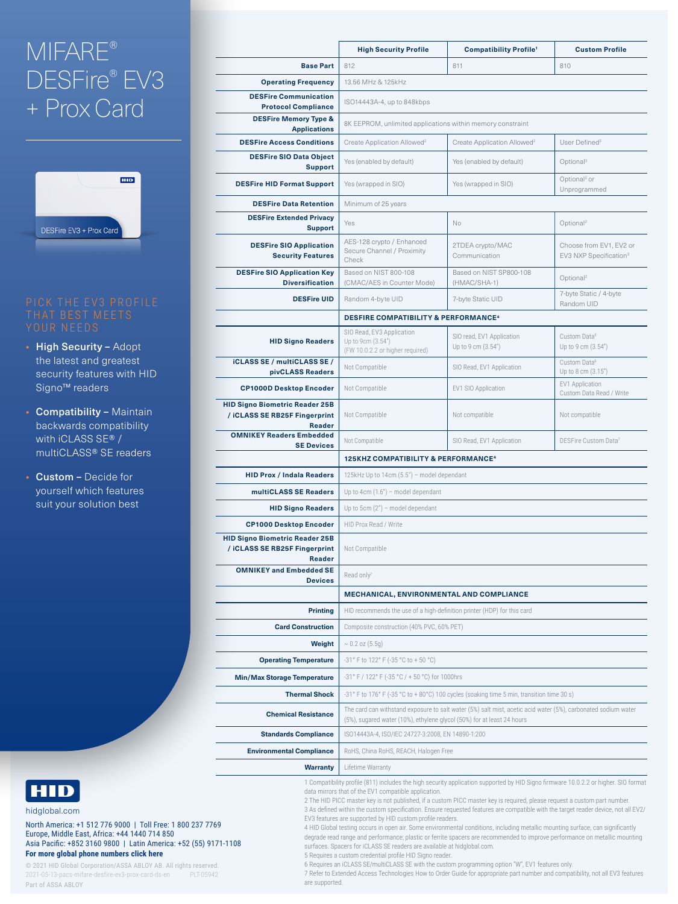# MIFARE® DESFire® EV3 + Prox Card

DESFire EV3 + Prox Card

## PICK THE EV3 PROFILE THAT BEST MEETS YOUR NEEDS

- **High Security –** Adopt the latest and greatest security features with HID Signo™ readers
- **Compatibility –** Maintain backwards compatibility with iCLASS SE® / multiCLASS® SE readers
- **Custom –** Decide for yourself which features suit your solution best

| | High Security Profile | Compatibility Profile[1] | Custom Profile |
|---|---|---|---|
| **Base Part** | 812 | 811 | 810 |
| **Operating Frequency** | 13.56 MHz & 125kHz | | |
| **DESFire Communication Protocol Compliance** | ISO14443A-4, up to 848kbps | | |
| **DESFire Memory Type & Applications** | 8K EEPROM, unlimited applications within memory constraint | | |
| **DESFire Access Conditions** | Create Application Allowed[2] | Create Application Allowed[2] | User Defined[3] |
| **DESFire SIO Data Object Support** | Yes (enabled by default) | Yes (enabled by default) | Optional[3] |
| **DESFire HID Format Support** | Yes (wrapped in SIO) | Yes (wrapped in SIO) | Optional[2] or Unprogrammed |
| **DESFire Data Retention** | Minimum of 25 years | | |
| **DESFire Extended Privacy Support** | Yes | No | Optional[2] |
| **DESFire SIO Application Security Features** | AES-128 crypto / Enhanced Secure Channel / Proximity Check | 2TDEA crypto/MAC Communication | Choose from EV1, EV2 or EV3 NXP Specification[3] |
| **DESFire SIO Application Key Diversification** | Based on NIST 800-108 (CMAC/AES in Counter Mode) | Based on NIST SP800-108 (HMAC/SHA-1) | Optional[2] |
| **DESFire UID** | Random 4-byte UID | 7-byte Static UID | 7-byte Static / 4-byte Random UID |
| | **DESFIRE COMPATIBILITY & PERFORMANCE[4]** | | |
| **HID Signo Readers** | SIO Read, EV3 Application Up to 9cm (3.54") (FW 10.0.2.2 or higher required) | SIO read, EV1 Application Up to 9 cm (3.54") | Custom Data[5] Up to 9 cm (3.54") |
| **iCLASS SE / multiCLASS SE / pivCLASS Readers** | Not Compatible | SIO Read, EV1 Application | Custom Data[6] Up to 8 cm (3.15") |
| **CP1000D Desktop Encoder** | Not Compatible | EV1 SIO Application | EV1 Application Custom Data Read / Write |
| **HID Signo Biometric Reader 25B / iCLASS SE RB25F Fingerprint Reader** | Not Compatible | Not compatible | Not compatible |
| **OMNIKEY Readers Embedded SE Devices** | Not Compatible | SIO Read, EV1 Application | DESFire Custom Data[7] |
| | **125KHZ COMPATIBILITY & PERFORMANCE[4]** | | |
| **HID Prox / Indala Readers** | 125kHz Up to 14cm (5.5") – model dependant | | |
| **multiCLASS SE Readers** | Up to 4cm (1.6") – model dependant | | |
| **HID Signo Readers** | Up to 5cm (2") – model dependant | | |
| **CP1000 Desktop Encoder** | HID Prox Read / Write | | |
| **HID Signo Biometric Reader 25B / iCLASS SE RB25F Fingerprint Reader** | Not Compatible | | |
| **OMNIKEY and Embedded SE Devices** | Read only[7] | | |
| | **MECHANICAL, ENVIRONMENTAL AND COMPLIANCE** | | |
| **Printing** | HID recommends the use of a high-definition printer (HDP) for this card | | |
| **Card Construction** | Composite construction (40% PVC, 60% PET) | | |
| **Weight** | ~ 0.2 oz (5.5g) | | |
| **Operating Temperature** | -31° F to 122° F (-35 °C to + 50 °C) | | |
| **Min/Max Storage Temperature** | -31° F / 122° F (-35 °C / + 50 °C) for 1000hrs | | |
| **Thermal Shock** | -31° F to 176° F (-35 °C to + 80°C) 100 cycles (soaking time 5 min, transition time 30 s) | | |
| **Chemical Resistance** | The card can withstand exposure to salt water (5%) salt mist, acetic acid water (5%), carbonated sodium water (5%), sugared water (10%), ethylene glycol (50%) for at least 24 hours | | |
| **Standards Compliance** | ISO14443A-4, ISO/IEC 24727-3:2008, EN 14890-1:200 | | |
| **Environmental Compliance** | RoHS, China RoHS, REACH, Halogen Free | | |
| **Warranty** | Lifetime Warranty | | |

1 Compatibility profile (811) includes the high security application supported by HID Signo firmware 10.0.2.2 or higher. SIO format data mirrors that of the EV1 compatible application.
2 The HID PICC master key is not published, if a custom PICC master key is required, please request a custom part number.
3 As defined within the custom specification. Ensure requested features are compatible with the target reader device, not all EV2/EV3 features are supported by HID custom profile readers.
4 HID Global testing occurs in open air. Some environmental conditions, including metallic mounting surface, can significantly degrade read range and performance; plastic or ferrite spacers are recommended to improve performance on metallic mounting surfaces. Spacers for iCLASS SE readers are available at hidglobal.com.
5 Requires a custom credential profile HID Signo reader.
6 Requires an iCLASS SE/multiCLASS SE with the custom programming option "W", EV1 features only.
7 Refer to Extended Access Technologies How to Order Guide for appropriate part number and compatibility, not all EV3 features are supported.

HID

hidglobal.com

North America: +1 512 776 9000 | Toll Free: 1 800 237 7769
Europe, Middle East, Africa: +44 1440 714 850
Asia Pacific: +852 3160 9800 | Latin America: +52 (55) 9171-1108
**For more global phone numbers click here**

© 2021 HID Global Corporation/ASSA ABLOY AB. All rights reserved.
2021-05-13-pacs-mifare-desfire-ev3-prox-card-ds-en PLT-05942
Part of ASSA ABLOY